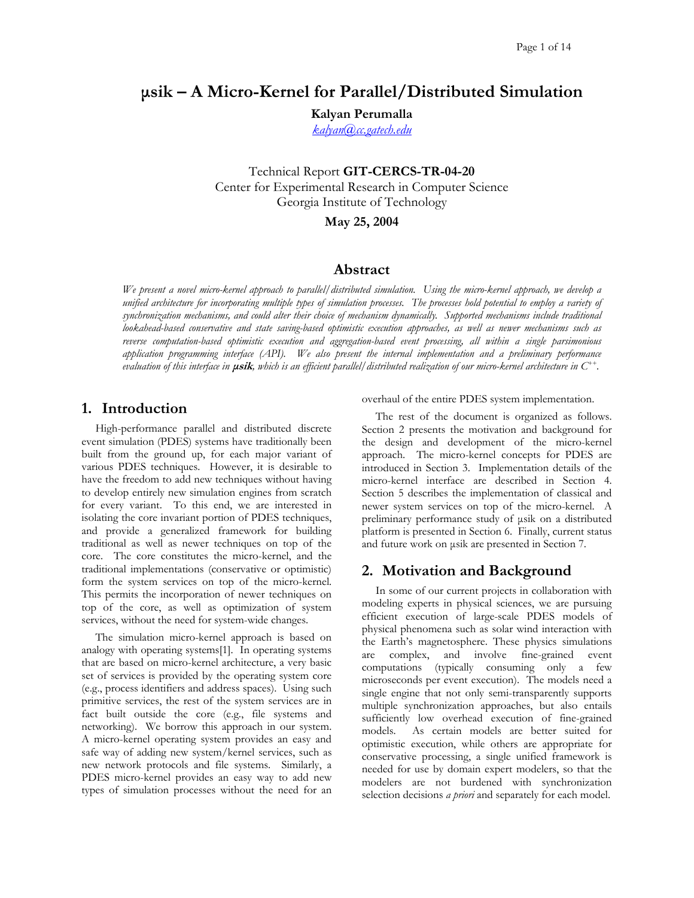# μsik – A Micro-Kernel for Parallel/Distributed Simulation

**Kalyan Perumalla**

[kalyan@cc.gatech.edu](mailto:kalyan@cc.gatech.edu)

Technical Report **GIT-CERCS-TR-04-20**
Center for Experimental Research in Computer Science
Georgia Institute of Technology

**May 25, 2004**

## Abstract

*We present a novel micro-kernel approach to parallel/distributed simulation. Using the micro-kernel approach, we develop a unified architecture for incorporating multiple types of simulation processes. The processes hold potential to employ a variety of synchronization mechanisms, and could alter their choice of mechanism dynamically. Supported mechanisms include traditional lookahead-based conservative and state saving-based optimistic execution approaches, as well as newer mechanisms such as reverse computation-based optimistic execution and aggregation-based event processing, all within a single parsimonious application programming interface (API). We also present the internal implementation and a preliminary performance evaluation of this interface in* ***μsik****, which is an efficient parallel/distributed realization of our micro-kernel architecture in C++.*

## 1. Introduction

High-performance parallel and distributed discrete event simulation (PDES) systems have traditionally been built from the ground up, for each major variant of various PDES techniques. However, it is desirable to have the freedom to add new techniques without having to develop entirely new simulation engines from scratch for every variant. To this end, we are interested in isolating the core invariant portion of PDES techniques, and provide a generalized framework for building traditional as well as newer techniques on top of the core. The core constitutes the micro-kernel, and the traditional implementations (conservative or optimistic) form the system services on top of the micro-kernel. This permits the incorporation of newer techniques on top of the core, as well as optimization of system services, without the need for system-wide changes.

The simulation micro-kernel approach is based on analogy with operating systems[1]. In operating systems that are based on micro-kernel architecture, a very basic set of services is provided by the operating system core (e.g., process identifiers and address spaces). Using such primitive services, the rest of the system services are in fact built outside the core (e.g., file systems and networking). We borrow this approach in our system. A micro-kernel operating system provides an easy and safe way of adding new system/kernel services, such as new network protocols and file systems. Similarly, a PDES micro-kernel provides an easy way to add new types of simulation processes without the need for an overhaul of the entire PDES system implementation.

The rest of the document is organized as follows. Section 2 presents the motivation and background for the design and development of the micro-kernel approach. The micro-kernel concepts for PDES are introduced in Section 3. Implementation details of the micro-kernel interface are described in Section 4. Section 5 describes the implementation of classical and newer system services on top of the micro-kernel. A preliminary performance study of μsik on a distributed platform is presented in Section 6. Finally, current status and future work on μsik are presented in Section 7.

## 2. Motivation and Background

In some of our current projects in collaboration with modeling experts in physical sciences, we are pursuing efficient execution of large-scale PDES models of physical phenomena such as solar wind interaction with the Earth's magnetosphere. These physics simulations are complex, and involve fine-grained event computations (typically consuming only a few microseconds per event execution). The models need a single engine that not only semi-transparently supports multiple synchronization approaches, but also entails sufficiently low overhead execution of fine-grained models. As certain models are better suited for optimistic execution, while others are appropriate for conservative processing, a single unified framework is needed for use by domain expert modelers, so that the modelers are not burdened with synchronization selection decisions *a priori* and separately for each model.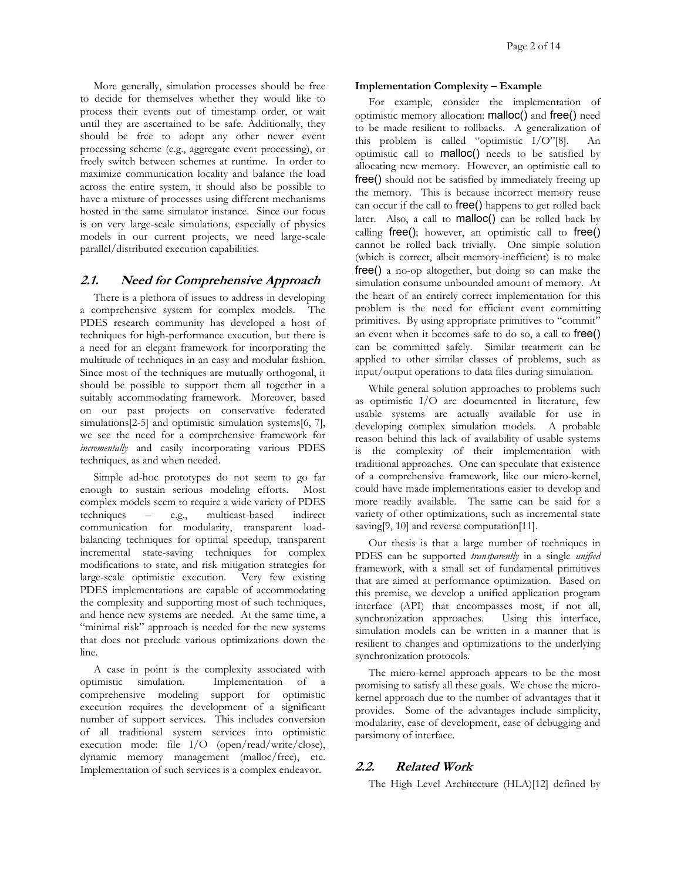More generally, simulation processes should be free to decide for themselves whether they would like to process their events out of timestamp order, or wait until they are ascertained to be safe. Additionally, they should be free to adopt any other newer event processing scheme (e.g., aggregate event processing), or freely switch between schemes at runtime. In order to maximize communication locality and balance the load across the entire system, it should also be possible to have a mixture of processes using different mechanisms hosted in the same simulator instance. Since our focus is on very large-scale simulations, especially of physics models in our current projects, we need large-scale parallel/distributed execution capabilities.

## 2.1. Need for Comprehensive Approach

There is a plethora of issues to address in developing a comprehensive system for complex models. The PDES research community has developed a host of techniques for high-performance execution, but there is a need for an elegant framework for incorporating the multitude of techniques in an easy and modular fashion. Since most of the techniques are mutually orthogonal, it should be possible to support them all together in a suitably accommodating framework. Moreover, based on our past projects on conservative federated simulations[2-5] and optimistic simulation systems[6, 7], we see the need for a comprehensive framework for *incrementally* and easily incorporating various PDES techniques, as and when needed.

Simple ad-hoc prototypes do not seem to go far enough to sustain serious modeling efforts. Most complex models seem to require a wide variety of PDES techniques – e.g., multicast-based indirect communication for modularity, transparent load-balancing techniques for optimal speedup, transparent incremental state-saving techniques for complex modifications to state, and risk mitigation strategies for large-scale optimistic execution. Very few existing PDES implementations are capable of accommodating the complexity and supporting most of such techniques, and hence new systems are needed. At the same time, a "minimal risk" approach is needed for the new systems that does not preclude various optimizations down the line.

A case in point is the complexity associated with optimistic simulation. Implementation of a comprehensive modeling support for optimistic execution requires the development of a significant number of support services. This includes conversion of all traditional system services into optimistic execution mode: file I/O (open/read/write/close), dynamic memory management (malloc/free), etc. Implementation of such services is a complex endeavor.

**Implementation Complexity – Example**

For example, consider the implementation of optimistic memory allocation: malloc() and free() need to be made resilient to rollbacks. A generalization of this problem is called "optimistic I/O"[8]. An optimistic call to malloc() needs to be satisfied by allocating new memory. However, an optimistic call to free() should not be satisfied by immediately freeing up the memory. This is because incorrect memory reuse can occur if the call to free() happens to get rolled back later. Also, a call to malloc() can be rolled back by calling free(); however, an optimistic call to free() cannot be rolled back trivially. One simple solution (which is correct, albeit memory-inefficient) is to make free() a no-op altogether, but doing so can make the simulation consume unbounded amount of memory. At the heart of an entirely correct implementation for this problem is the need for efficient event committing primitives. By using appropriate primitives to "commit" an event when it becomes safe to do so, a call to free() can be committed safely. Similar treatment can be applied to other similar classes of problems, such as input/output operations to data files during simulation.

While general solution approaches to problems such as optimistic I/O are documented in literature, few usable systems are actually available for use in developing complex simulation models. A probable reason behind this lack of availability of usable systems is the complexity of their implementation with traditional approaches. One can speculate that existence of a comprehensive framework, like our micro-kernel, could have made implementations easier to develop and more readily available. The same can be said for a variety of other optimizations, such as incremental state saving[9, 10] and reverse computation[11].

Our thesis is that a large number of techniques in PDES can be supported *transparently* in a single *unified* framework, with a small set of fundamental primitives that are aimed at performance optimization. Based on this premise, we develop a unified application program interface (API) that encompasses most, if not all, synchronization approaches. Using this interface, simulation models can be written in a manner that is resilient to changes and optimizations to the underlying synchronization protocols.

The micro-kernel approach appears to be the most promising to satisfy all these goals. We chose the micro-kernel approach due to the number of advantages that it provides. Some of the advantages include simplicity, modularity, ease of development, ease of debugging and parsimony of interface.

## 2.2. Related Work

The High Level Architecture (HLA)[12] defined by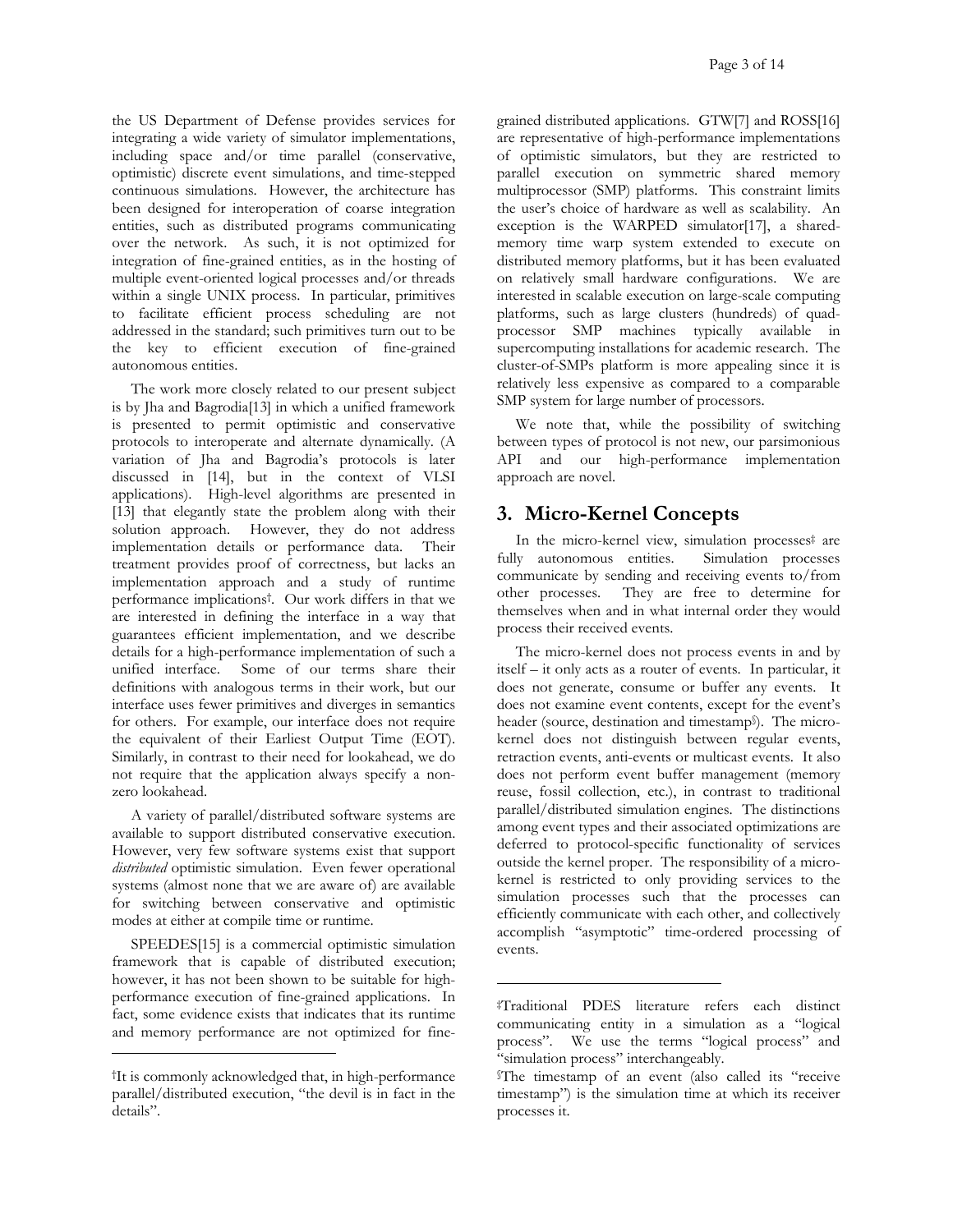the US Department of Defense provides services for integrating a wide variety of simulator implementations, including space and/or time parallel (conservative, optimistic) discrete event simulations, and time-stepped continuous simulations. However, the architecture has been designed for interoperation of coarse integration entities, such as distributed programs communicating over the network. As such, it is not optimized for integration of fine-grained entities, as in the hosting of multiple event-oriented logical processes and/or threads within a single UNIX process. In particular, primitives to facilitate efficient process scheduling are not addressed in the standard; such primitives turn out to be the key to efficient execution of fine-grained autonomous entities.

The work more closely related to our present subject is by Jha and Bagrodia[13] in which a unified framework is presented to permit optimistic and conservative protocols to interoperate and alternate dynamically. (A variation of Jha and Bagrodia's protocols is later discussed in [14], but in the context of VLSI applications). High-level algorithms are presented in [13] that elegantly state the problem along with their solution approach. However, they do not address implementation details or performance data. Their treatment provides proof of correctness, but lacks an implementation approach and a study of runtime performance implications†. Our work differs in that we are interested in defining the interface in a way that guarantees efficient implementation, and we describe details for a high-performance implementation of such a unified interface. Some of our terms share their definitions with analogous terms in their work, but our interface uses fewer primitives and diverges in semantics for others. For example, our interface does not require the equivalent of their Earliest Output Time (EOT). Similarly, in contrast to their need for lookahead, we do not require that the application always specify a non-zero lookahead.

A variety of parallel/distributed software systems are available to support distributed conservative execution. However, very few software systems exist that support *distributed* optimistic simulation. Even fewer operational systems (almost none that we are aware of) are available for switching between conservative and optimistic modes at either at compile time or runtime.

SPEEDES[15] is a commercial optimistic simulation framework that is capable of distributed execution; however, it has not been shown to be suitable for high-performance execution of fine-grained applications. In fact, some evidence exists that indicates that its runtime and memory performance are not optimized for fine-grained distributed applications. GTW[7] and ROSS[16] are representative of high-performance implementations of optimistic simulators, but they are restricted to parallel execution on symmetric shared memory multiprocessor (SMP) platforms. This constraint limits the user's choice of hardware as well as scalability. An exception is the WARPED simulator[17], a shared-memory time warp system extended to execute on distributed memory platforms, but it has been evaluated on relatively small hardware configurations. We are interested in scalable execution on large-scale computing platforms, such as large clusters (hundreds) of quad-processor SMP machines typically available in supercomputing installations for academic research. The cluster-of-SMPs platform is more appealing since it is relatively less expensive as compared to a comparable SMP system for large number of processors.

We note that, while the possibility of switching between types of protocol is not new, our parsimonious API and our high-performance implementation approach are novel.

## 3. Micro-Kernel Concepts

In the micro-kernel view, simulation processes‡ are fully autonomous entities. Simulation processes communicate by sending and receiving events to/from other processes. They are free to determine for themselves when and in what internal order they would process their received events.

The micro-kernel does not process events in and by itself – it only acts as a router of events. In particular, it does not generate, consume or buffer any events. It does not examine event contents, except for the event's header (source, destination and timestamp§). The micro-kernel does not distinguish between regular events, retraction events, anti-events or multicast events. It also does not perform event buffer management (memory reuse, fossil collection, etc.), in contrast to traditional parallel/distributed simulation engines. The distinctions among event types and their associated optimizations are deferred to protocol-specific functionality of services outside the kernel proper. The responsibility of a micro-kernel is restricted to only providing services to the simulation processes such that the processes can efficiently communicate with each other, and collectively accomplish "asymptotic" time-ordered processing of events.

---

†It is commonly acknowledged that, in high-performance parallel/distributed execution, "the devil is in fact in the details".

‡Traditional PDES literature refers each distinct communicating entity in a simulation as a "logical process". We use the terms "logical process" and "simulation process" interchangeably.

§The timestamp of an event (also called its "receive timestamp") is the simulation time at which its receiver processes it.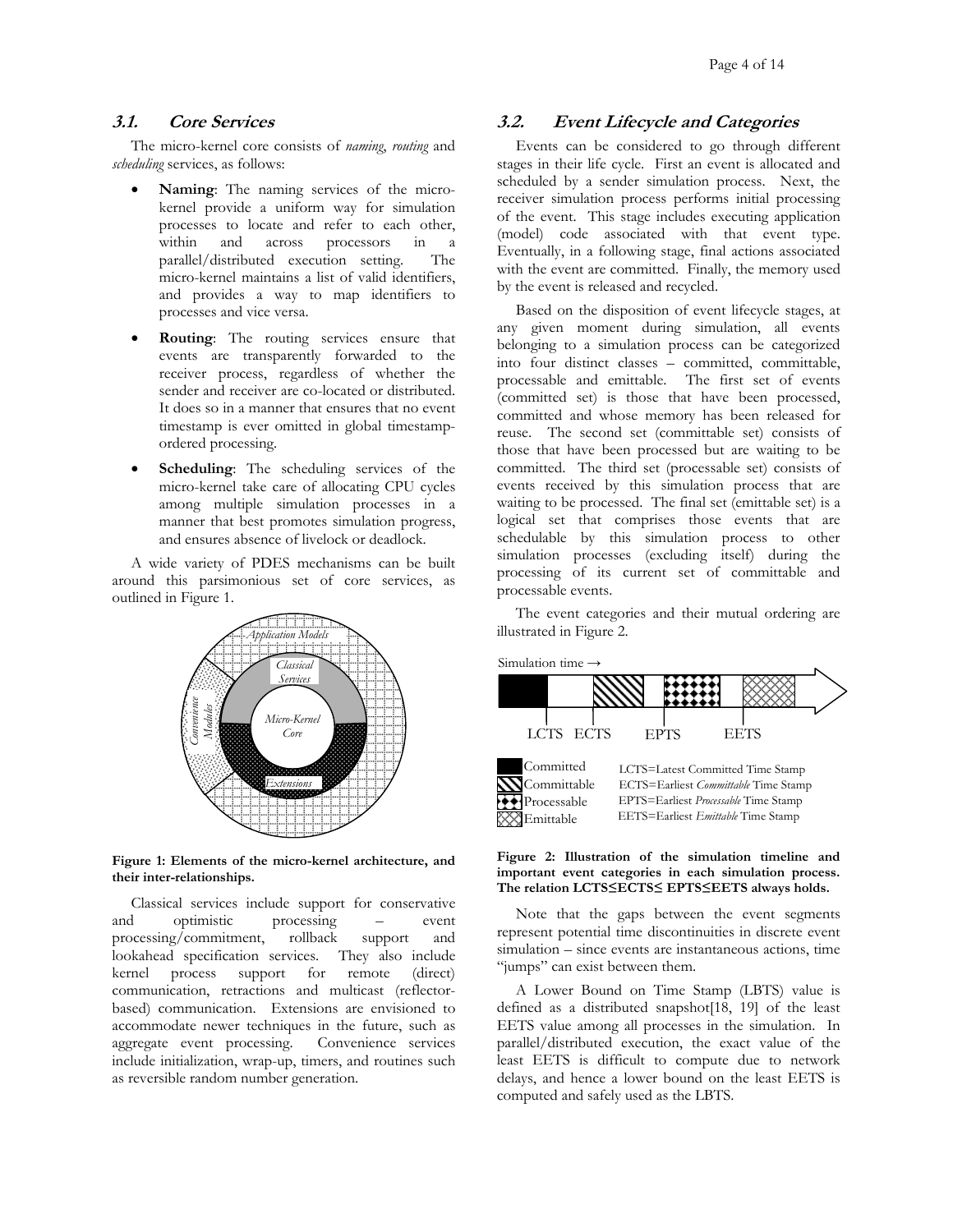### 3.1. *Core Services*

The micro-kernel core consists of *naming*, *routing* and *scheduling* services, as follows:

- **Naming**: The naming services of the micro-kernel provide a uniform way for simulation processes to locate and refer to each other, within and across processors in a parallel/distributed execution setting. The micro-kernel maintains a list of valid identifiers, and provides a way to map identifiers to processes and vice versa.
- **Routing**: The routing services ensure that events are transparently forwarded to the receiver process, regardless of whether the sender and receiver are co-located or distributed. It does so in a manner that ensures that no event timestamp is ever omitted in global timestamp-ordered processing.
- **Scheduling**: The scheduling services of the micro-kernel take care of allocating CPU cycles among multiple simulation processes in a manner that best promotes simulation progress, and ensures absence of livelock or deadlock.

A wide variety of PDES mechanisms can be built around this parsimonious set of core services, as outlined in Figure 1.

**Figure 1: Elements of the micro-kernel architecture, and their inter-relationships.**

Classical services include support for conservative and optimistic processing – event processing/commitment, rollback support and lookahead specification services. They also include kernel process support for remote (direct) communication, retractions and multicast (reflector-based) communication. Extensions are envisioned to accommodate newer techniques in the future, such as aggregate event processing. Convenience services include initialization, wrap-up, timers, and routines such as reversible random number generation.

### 3.2. *Event Lifecycle and Categories*

Events can be considered to go through different stages in their life cycle. First an event is allocated and scheduled by a sender simulation process. Next, the receiver simulation process performs initial processing of the event. This stage includes executing application (model) code associated with that event type. Eventually, in a following stage, final actions associated with the event are committed. Finally, the memory used by the event is released and recycled.

Based on the disposition of event lifecycle stages, at any given moment during simulation, all events belonging to a simulation process can be categorized into four distinct classes – committed, committable, processable and emittable. The first set of events (committed set) is those that have been processed, committed and whose memory has been released for reuse. The second set (committable set) consists of those that have been processed but are waiting to be committed. The third set (processable set) consists of events received by this simulation process that are waiting to be processed. The final set (emittable set) is a logical set that comprises those events that are schedulable by this simulation process to other simulation processes (excluding itself) during the processing of its current set of committable and processable events.

The event categories and their mutual ordering are illustrated in Figure 2.

**Figure 2: Illustration of the simulation timeline and important event categories in each simulation process. The relation LCTS≤ECTS≤ EPTS≤EETS always holds.**

Note that the gaps between the event segments represent potential time discontinuities in discrete event simulation – since events are instantaneous actions, time "jumps" can exist between them.

A Lower Bound on Time Stamp (LBTS) value is defined as a distributed snapshot[18, 19] of the least EETS value among all processes in the simulation. In parallel/distributed execution, the exact value of the least EETS is difficult to compute due to network delays, and hence a lower bound on the least EETS is computed and safely used as the LBTS.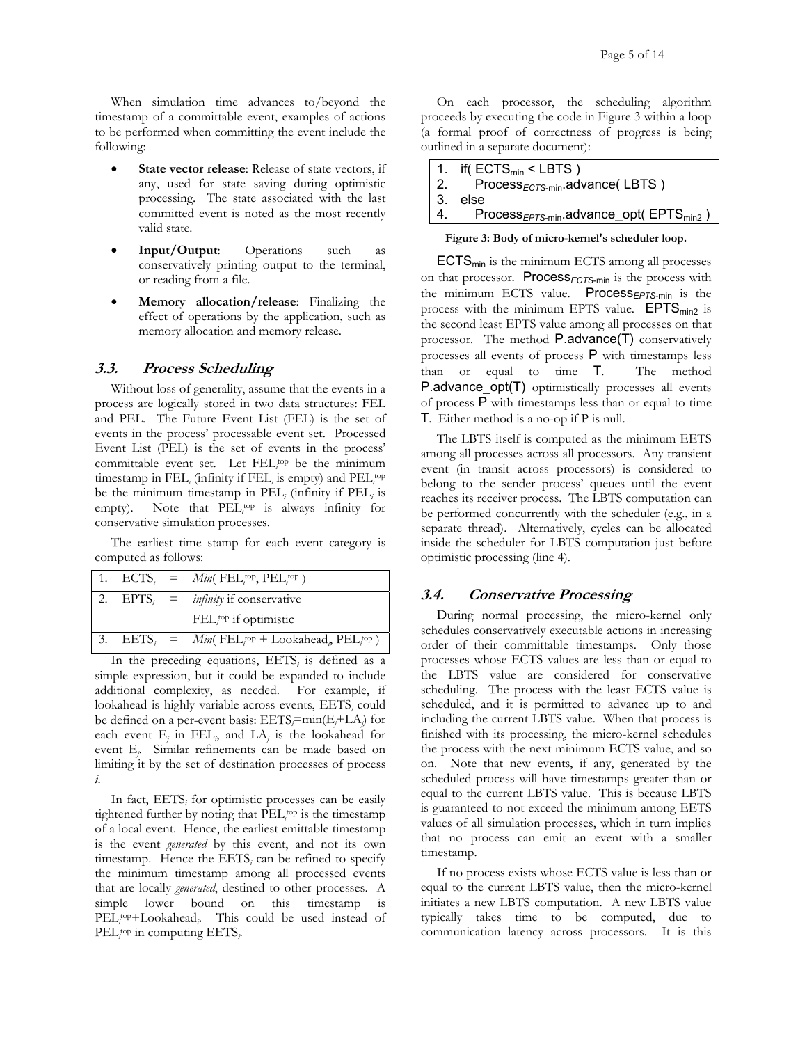When simulation time advances to/beyond the timestamp of a committable event, examples of actions to be performed when committing the event include the following:

- **State vector release**: Release of state vectors, if any, used for state saving during optimistic processing. The state associated with the last committed event is noted as the most recently valid state.
- **Input/Output**: Operations such as conservatively printing output to the terminal, or reading from a file.
- **Memory allocation/release**: Finalizing the effect of operations by the application, such as memory allocation and memory release.

### 3.3. Process Scheduling

Without loss of generality, assume that the events in a process are logically stored in two data structures: FEL and PEL. The Future Event List (FEL) is the set of events in the process' processable event set. Processed Event List (PEL) is the set of events in the process' committable event set. Let $FEL_i^{top}$ be the minimum timestamp in $FEL_i$ (infinity if $FEL_i$ is empty) and $PEL_i^{top}$ be the minimum timestamp in $PEL_i$ (infinity if $PEL_i$ is empty). Note that $PEL_i^{top}$ is always infinity for conservative simulation processes.

The earliest time stamp for each event category is computed as follows:

| | | | |
|---|---|---|---|
| 1. | $ECTS_i$ | = | $Min(FEL_i^{top}, PEL_i^{top})$ |
| 2. | $EPTS_i$ | = | *infinity* if conservative |
| | | | $FEL_i^{top}$ if optimistic |
| 3. | $EETS_i$ | = | $Min(FEL_i^{top} + Lookahead_i, PEL_i^{top})$ |

In the preceding equations, $EETS_i$ is defined as a simple expression, but it could be expanded to include additional complexity, as needed. For example, if lookahead is highly variable across events, $EETS_i$ could be defined on a per-event basis: $EETS_i = \min(E_j + LA_j)$ for each event $E_j$ in $FEL_i$, and $LA_j$ is the lookahead for event $E_j$. Similar refinements can be made based on limiting it by the set of destination processes of process $i$.

In fact, $EETS_i$ for optimistic processes can be easily tightened further by noting that $PEL_i^{top}$ is the timestamp of a local event. Hence, the earliest emittable timestamp is the event *generated* by this event, and not its own timestamp. Hence the $EETS_i$ can be refined to specify the minimum timestamp among all processed events that are locally *generated*, destined to other processes. A simple lower bound on this timestamp is $PEL_i^{top} + Lookahead_i$. This could be used instead of $PEL_i^{top}$ in computing $EETS_i$.

On each processor, the scheduling algorithm proceeds by executing the code in Figure 3 within a loop (a formal proof of correctness of progress is being outlined in a separate document):

```
1.  if( ECTS_min < LBTS )
2.     Process_ECTS-min.advance( LBTS )
3.  else
4.     Process_EPTS-min.advance_opt( EPTS_min2 )
```

**Figure 3: Body of micro-kernel's scheduler loop.**

$ECTS_{min}$ is the minimum ECTS among all processes on that processor. $Process_{ECTS\text{-}min}$ is the process with the minimum ECTS value. $Process_{EPTS\text{-}min}$ is the process with the minimum EPTS value. $EPTS_{min2}$ is the second least EPTS value among all processes on that processor. The method P.advance(T) conservatively processes all events of process P with timestamps less than or equal to time T. The method P.advance_opt(T) optimistically processes all events of process P with timestamps less than or equal to time T. Either method is a no-op if P is null.

The LBTS itself is computed as the minimum EETS among all processes across all processors. Any transient event (in transit across processors) is considered to belong to the sender process' queues until the event reaches its receiver process. The LBTS computation can be performed concurrently with the scheduler (e.g., in a separate thread). Alternatively, cycles can be allocated inside the scheduler for LBTS computation just before optimistic processing (line 4).

### 3.4. Conservative Processing

During normal processing, the micro-kernel only schedules conservatively executable actions in increasing order of their committable timestamps. Only those processes whose ECTS values are less than or equal to the LBTS value are considered for conservative scheduling. The process with the least ECTS value is scheduled, and it is permitted to advance up to and including the current LBTS value. When that process is finished with its processing, the micro-kernel schedules the process with the next minimum ECTS value, and so on. Note that new events, if any, generated by the scheduled process will have timestamps greater than or equal to the current LBTS value. This is because LBTS is guaranteed to not exceed the minimum among EETS values of all simulation processes, which in turn implies that no process can emit an event with a smaller timestamp.

If no process exists whose ECTS value is less than or equal to the current LBTS value, then the micro-kernel initiates a new LBTS computation. A new LBTS value typically takes time to be computed, due to communication latency across processors. It is this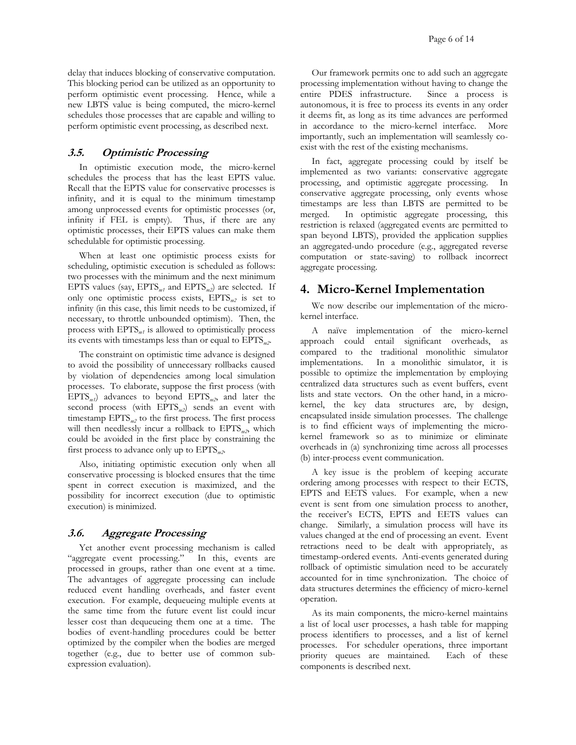delay that induces blocking of conservative computation. This blocking period can be utilized as an opportunity to perform optimistic event processing. Hence, while a new LBTS value is being computed, the micro-kernel schedules those processes that are capable and willing to perform optimistic event processing, as described next.

### 3.5. *Optimistic Processing*

In optimistic execution mode, the micro-kernel schedules the process that has the least EPTS value. Recall that the EPTS value for conservative processes is infinity, and it is equal to the minimum timestamp among unprocessed events for optimistic processes (or, infinity if FEL is empty). Thus, if there are any optimistic processes, their EPTS values can make them schedulable for optimistic processing.

When at least one optimistic process exists for scheduling, optimistic execution is scheduled as follows: two processes with the minimum and the next minimum EPTS values (say, $EPTS_{m1}$ and $EPTS_{m2}$) are selected. If only one optimistic process exists, $EPTS_{m2}$ is set to infinity (in this case, this limit needs to be customized, if necessary, to throttle unbounded optimism). Then, the process with $EPTS_{m1}$ is allowed to optimistically process its events with timestamps less than or equal to $EPTS_{m2}$.

The constraint on optimistic time advance is designed to avoid the possibility of unnecessary rollbacks caused by violation of dependencies among local simulation processes. To elaborate, suppose the first process (with $EPTS_{m1}$) advances to beyond $EPTS_{m2}$, and later the second process (with $EPTS_{m2}$) sends an event with timestamp $EPTS_{m2}$ to the first process. The first process will then needlessly incur a rollback to $EPTS_{m2}$, which could be avoided in the first place by constraining the first process to advance only up to $EPTS_{m2}$.

Also, initiating optimistic execution only when all conservative processing is blocked ensures that the time spent in correct execution is maximized, and the possibility for incorrect execution (due to optimistic execution) is minimized.

### 3.6. *Aggregate Processing*

Yet another event processing mechanism is called "aggregate event processing." In this, events are processed in groups, rather than one event at a time. The advantages of aggregate processing can include reduced event handling overheads, and faster event execution. For example, dequeueing multiple events at the same time from the future event list could incur lesser cost than dequeueing them one at a time. The bodies of event-handling procedures could be better optimized by the compiler when the bodies are merged together (e.g., due to better use of common sub-expression evaluation).

Our framework permits one to add such an aggregate processing implementation without having to change the entire PDES infrastructure. Since a process is autonomous, it is free to process its events in any order it deems fit, as long as its time advances are performed in accordance to the micro-kernel interface. More importantly, such an implementation will seamlessly co-exist with the rest of the existing mechanisms.

In fact, aggregate processing could by itself be implemented as two variants: conservative aggregate processing, and optimistic aggregate processing. In conservative aggregate processing, only events whose timestamps are less than LBTS are permitted to be merged. In optimistic aggregate processing, this restriction is relaxed (aggregated events are permitted to span beyond LBTS), provided the application supplies an aggregated-undo procedure (e.g., aggregated reverse computation or state-saving) to rollback incorrect aggregate processing.

## 4. Micro-Kernel Implementation

We now describe our implementation of the micro-kernel interface.

A naïve implementation of the micro-kernel approach could entail significant overheads, as compared to the traditional monolithic simulator implementations. In a monolithic simulator, it is possible to optimize the implementation by employing centralized data structures such as event buffers, event lists and state vectors. On the other hand, in a micro-kernel, the key data structures are, by design, encapsulated inside simulation processes. The challenge is to find efficient ways of implementing the micro-kernel framework so as to minimize or eliminate overheads in (a) synchronizing time across all processes (b) inter-process event communication.

A key issue is the problem of keeping accurate ordering among processes with respect to their ECTS, EPTS and EETS values. For example, when a new event is sent from one simulation process to another, the receiver's ECTS, EPTS and EETS values can change. Similarly, a simulation process will have its values changed at the end of processing an event. Event retractions need to be dealt with appropriately, as timestamp-ordered events. Anti-events generated during rollback of optimistic simulation need to be accurately accounted for in time synchronization. The choice of data structures determines the efficiency of micro-kernel operation.

As its main components, the micro-kernel maintains a list of local user processes, a hash table for mapping process identifiers to processes, and a list of kernel processes. For scheduler operations, three important priority queues are maintained. Each of these components is described next.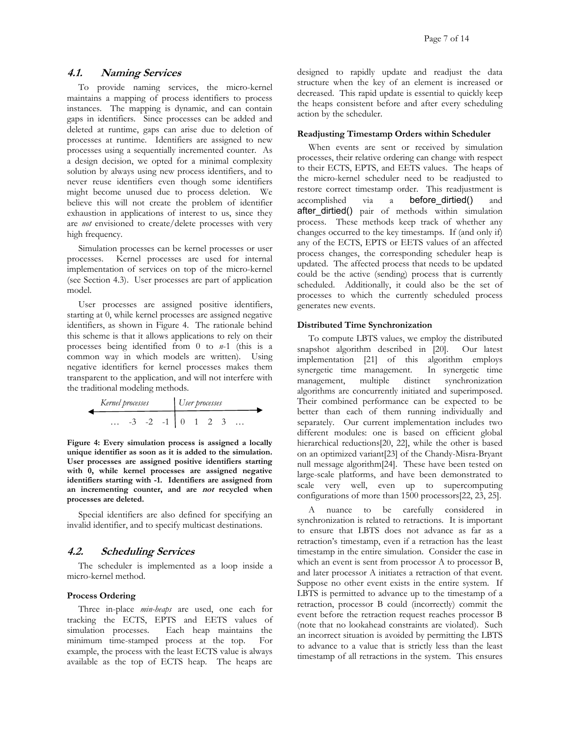## 4.1. Naming Services

To provide naming services, the micro-kernel maintains a mapping of process identifiers to process instances. The mapping is dynamic, and can contain gaps in identifiers. Since processes can be added and deleted at runtime, gaps can arise due to deletion of processes at runtime. Identifiers are assigned to new processes using a sequentially incremented counter. As a design decision, we opted for a minimal complexity solution by always using new process identifiers, and to never reuse identifiers even though some identifiers might become unused due to process deletion. We believe this will not create the problem of identifier exhaustion in applications of interest to us, since they are *not* envisioned to create/delete processes with very high frequency.

Simulation processes can be kernel processes or user processes. Kernel processes are used for internal implementation of services on top of the micro-kernel (see Section 4.3). User processes are part of application model.

User processes are assigned positive identifiers, starting at 0, while kernel processes are assigned negative identifiers, as shown in Figure 4. The rationale behind this scheme is that it allows applications to rely on their processes being identified from 0 to $n$-1 (this is a common way in which models are written). Using negative identifiers for kernel processes makes them transparent to the application, and will not interfere with the traditional modeling methods.

| *Kernel processes* | *User processes* |
|---|---|
| … -3 -2 -1 | 0 1 2 3 … |

**Figure 4: Every simulation process is assigned a locally unique identifier as soon as it is added to the simulation. User processes are assigned positive identifiers starting with 0, while kernel processes are assigned negative identifiers starting with -1. Identifiers are assigned from an incrementing counter, and are *not* recycled when processes are deleted.**

Special identifiers are also defined for specifying an invalid identifier, and to specify multicast destinations.

## 4.2. Scheduling Services

The scheduler is implemented as a loop inside a micro-kernel method.

#### Process Ordering

Three in-place *min-heaps* are used, one each for tracking the ECTS, EPTS and EETS values of simulation processes. Each heap maintains the minimum time-stamped process at the top. For example, the process with the least ECTS value is always available as the top of ECTS heap. The heaps are designed to rapidly update and readjust the data structure when the key of an element is increased or decreased. This rapid update is essential to quickly keep the heaps consistent before and after every scheduling action by the scheduler.

#### Readjusting Timestamp Orders within Scheduler

When events are sent or received by simulation processes, their relative ordering can change with respect to their ECTS, EPTS, and EETS values. The heaps of the micro-kernel scheduler need to be readjusted to restore correct timestamp order. This readjustment is accomplished via a `before_dirtied()` and `after_dirtied()` pair of methods within simulation process. These methods keep track of whether any changes occurred to the key timestamps. If (and only if) any of the ECTS, EPTS or EETS values of an affected process changes, the corresponding scheduler heap is updated. The affected process that needs to be updated could be the active (sending) process that is currently scheduled. Additionally, it could also be the set of processes to which the currently scheduled process generates new events.

#### Distributed Time Synchronization

To compute LBTS values, we employ the distributed snapshot algorithm described in [20]. Our latest implementation [21] of this algorithm employs synergetic time management. In synergetic time management, multiple distinct synchronization algorithms are concurrently initiated and superimposed. Their combined performance can be expected to be better than each of them running individually and separately. Our current implementation includes two different modules: one is based on efficient global hierarchical reductions[20, 22], while the other is based on an optimized variant[23] of the Chandy-Misra-Bryant null message algorithm[24]. These have been tested on large-scale platforms, and have been demonstrated to scale very well, even up to supercomputing configurations of more than 1500 processors[22, 23, 25].

A nuance to be carefully considered in synchronization is related to retractions. It is important to ensure that LBTS does not advance as far as a retraction's timestamp, even if a retraction has the least timestamp in the entire simulation. Consider the case in which an event is sent from processor A to processor B, and later processor A initiates a retraction of that event. Suppose no other event exists in the entire system. If LBTS is permitted to advance up to the timestamp of a retraction, processor B could (incorrectly) commit the event before the retraction request reaches processor B (note that no lookahead constraints are violated). Such an incorrect situation is avoided by permitting the LBTS to advance to a value that is strictly less than the least timestamp of all retractions in the system. This ensures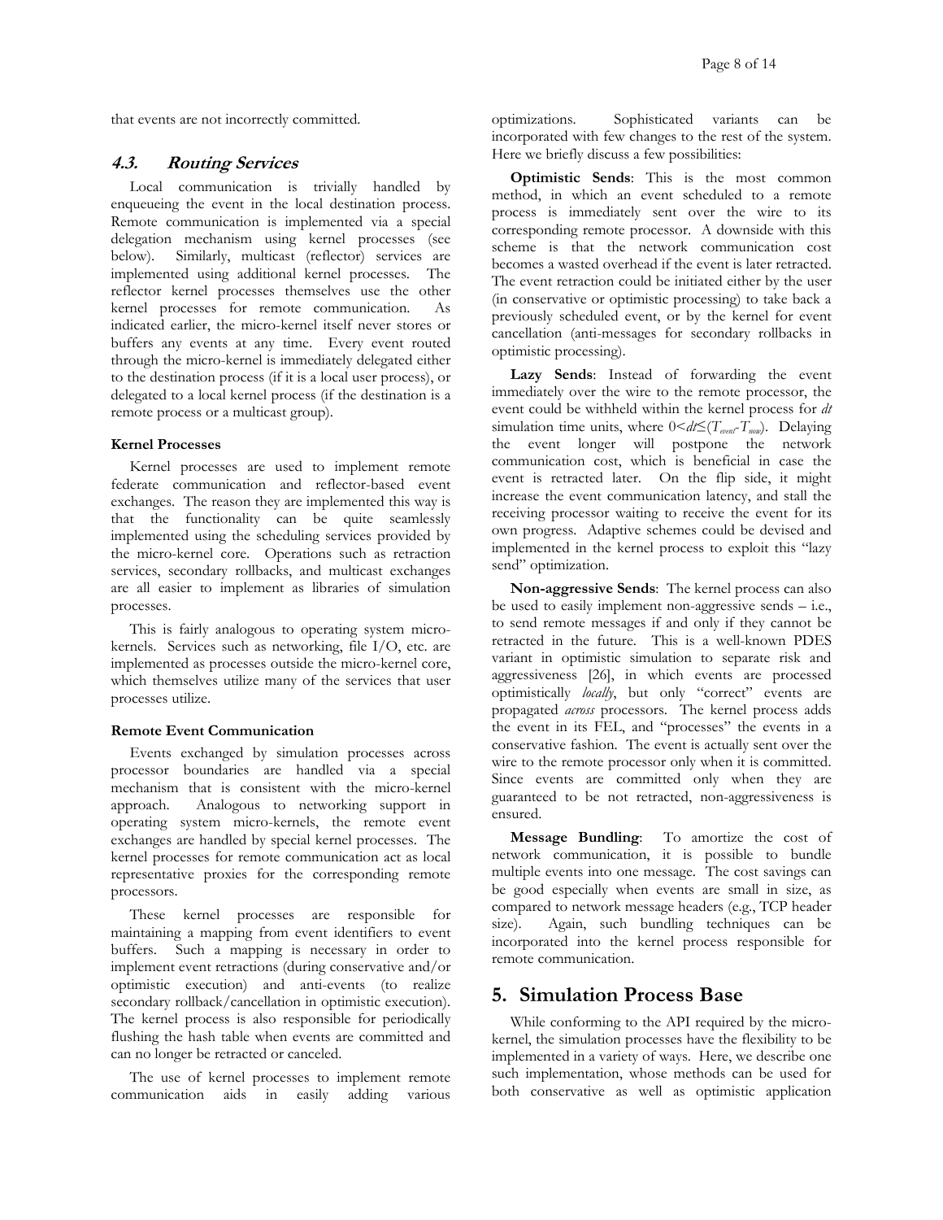that events are not incorrectly committed.

### 4.3. *Routing Services*

Local communication is trivially handled by enqueueing the event in the local destination process. Remote communication is implemented via a special delegation mechanism using kernel processes (see below). Similarly, multicast (reflector) services are implemented using additional kernel processes. The reflector kernel processes themselves use the other kernel processes for remote communication. As indicated earlier, the micro-kernel itself never stores or buffers any events at any time. Every event routed through the micro-kernel is immediately delegated either to the destination process (if it is a local user process), or delegated to a local kernel process (if the destination is a remote process or a multicast group).

#### Kernel Processes

Kernel processes are used to implement remote federate communication and reflector-based event exchanges. The reason they are implemented this way is that the functionality can be quite seamlessly implemented using the scheduling services provided by the micro-kernel core. Operations such as retraction services, secondary rollbacks, and multicast exchanges are all easier to implement as libraries of simulation processes.

This is fairly analogous to operating system micro-kernels. Services such as networking, file I/O, etc. are implemented as processes outside the micro-kernel core, which themselves utilize many of the services that user processes utilize.

#### Remote Event Communication

Events exchanged by simulation processes across processor boundaries are handled via a special mechanism that is consistent with the micro-kernel approach. Analogous to networking support in operating system micro-kernels, the remote event exchanges are handled by special kernel processes. The kernel processes for remote communication act as local representative proxies for the corresponding remote processors.

These kernel processes are responsible for maintaining a mapping from event identifiers to event buffers. Such a mapping is necessary in order to implement event retractions (during conservative and/or optimistic execution) and anti-events (to realize secondary rollback/cancellation in optimistic execution). The kernel process is also responsible for periodically flushing the hash table when events are committed and can no longer be retracted or canceled.

The use of kernel processes to implement remote communication aids in easily adding various optimizations. Sophisticated variants can be incorporated with few changes to the rest of the system. Here we briefly discuss a few possibilities:

**Optimistic Sends**: This is the most common method, in which an event scheduled to a remote process is immediately sent over the wire to its corresponding remote processor. A downside with this scheme is that the network communication cost becomes a wasted overhead if the event is later retracted. The event retraction could be initiated either by the user (in conservative or optimistic processing) to take back a previously scheduled event, or by the kernel for event cancellation (anti-messages for secondary rollbacks in optimistic processing).

**Lazy Sends**: Instead of forwarding the event immediately over the wire to the remote processor, the event could be withheld within the kernel process for $dt$ simulation time units, where $0<dt\leq(T_{event}-T_{now})$. Delaying the event longer will postpone the network communication cost, which is beneficial in case the event is retracted later. On the flip side, it might increase the event communication latency, and stall the receiving processor waiting to receive the event for its own progress. Adaptive schemes could be devised and implemented in the kernel process to exploit this "lazy send" optimization.

**Non-aggressive Sends**: The kernel process can also be used to easily implement non-aggressive sends – i.e., to send remote messages if and only if they cannot be retracted in the future. This is a well-known PDES variant in optimistic simulation to separate risk and aggressiveness [26], in which events are processed optimistically *locally*, but only "correct" events are propagated *across* processors. The kernel process adds the event in its FEL, and "processes" the events in a conservative fashion. The event is actually sent over the wire to the remote processor only when it is committed. Since events are committed only when they are guaranteed to be not retracted, non-aggressiveness is ensured.

**Message Bundling**: To amortize the cost of network communication, it is possible to bundle multiple events into one message. The cost savings can be good especially when events are small in size, as compared to network message headers (e.g., TCP header size). Again, such bundling techniques can be incorporated into the kernel process responsible for remote communication.

## 5. Simulation Process Base

While conforming to the API required by the micro-kernel, the simulation processes have the flexibility to be implemented in a variety of ways. Here, we describe one such implementation, whose methods can be used for both conservative as well as optimistic application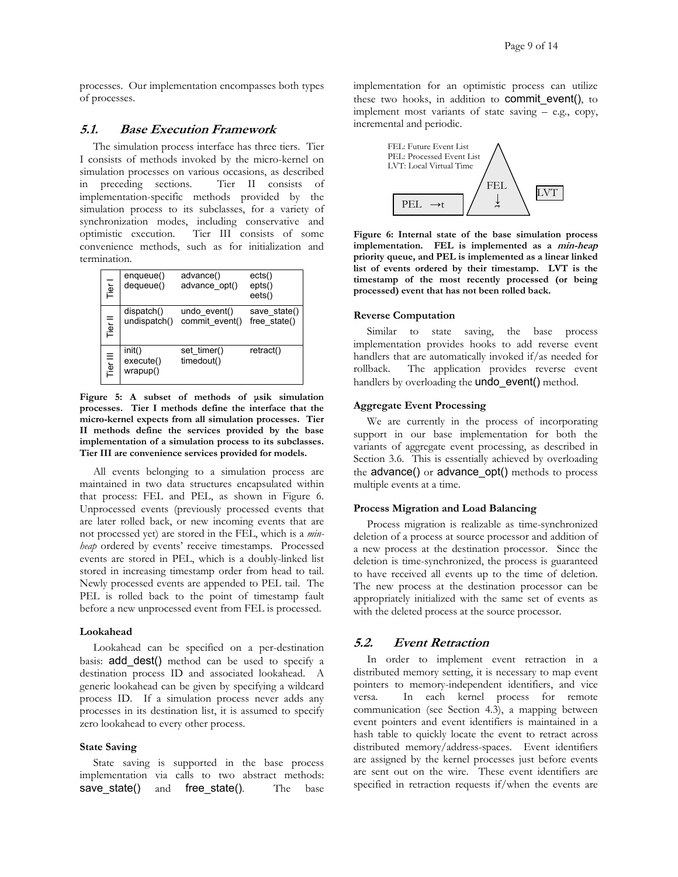processes. Our implementation encompasses both types of processes.

## 5.1. *Base Execution Framework*

The simulation process interface has three tiers. Tier I consists of methods invoked by the micro-kernel on simulation processes on various occasions, as described in preceding sections. Tier II consists of implementation-specific methods provided by the simulation process to its subclasses, for a variety of synchronization modes, including conservative and optimistic execution. Tier III consists of some convenience methods, such as for initialization and termination.

| Tier | | | |
|---|---|---|---|
| Tier I | enqueue()<br>dequeue() | advance()<br>advance_opt() | ects()<br>epts()<br>eets() |
| Tier II | dispatch()<br>undispatch() | undo_event()<br>commit_event() | save_state()<br>free_state() |
| Tier III | init()<br>execute()<br>wrapup() | set_timer()<br>timedout() | retract() |

**Figure 5: A subset of methods of μsik simulation processes. Tier I methods define the interface that the micro-kernel expects from all simulation processes. Tier II methods define the services provided by the base implementation of a simulation process to its subclasses. Tier III are convenience services provided for models.**

All events belonging to a simulation process are maintained in two data structures encapsulated within that process: FEL and PEL, as shown in Figure 6. Unprocessed events (previously processed events that are later rolled back, or new incoming events that are not processed yet) are stored in the FEL, which is a *min-heap* ordered by events' receive timestamps. Processed events are stored in PEL, which is a doubly-linked list stored in increasing timestamp order from head to tail. Newly processed events are appended to PEL tail. The PEL is rolled back to the point of timestamp fault before a new unprocessed event from FEL is processed.

#### Lookahead

Lookahead can be specified on a per-destination basis: add_dest() method can be used to specify a destination process ID and associated lookahead. A generic lookahead can be given by specifying a wildcard process ID. If a simulation process never adds any processes in its destination list, it is assumed to specify zero lookahead to every other process.

#### State Saving

State saving is supported in the base process implementation via calls to two abstract methods: save_state() and free_state(). The base implementation for an optimistic process can utilize these two hooks, in addition to commit_event(), to implement most variants of state saving – e.g., copy, incremental and periodic.

FEL: Future Event List
PEL: Processed Event List
LVT: Local Virtual Time

PEL →t | FEL ↓t | LVT

**Figure 6: Internal state of the base simulation process implementation. FEL is implemented as a *min-heap* priority queue, and PEL is implemented as a linear linked list of events ordered by their timestamp. LVT is the timestamp of the most recently processed (or being processed) event that has not been rolled back.**

#### Reverse Computation

Similar to state saving, the base process implementation provides hooks to add reverse event handlers that are automatically invoked if/as needed for rollback. The application provides reverse event handlers by overloading the undo_event() method.

#### Aggregate Event Processing

We are currently in the process of incorporating support in our base implementation for both the variants of aggregate event processing, as described in Section 3.6. This is essentially achieved by overloading the advance() or advance_opt() methods to process multiple events at a time.

#### Process Migration and Load Balancing

Process migration is realizable as time-synchronized deletion of a process at source processor and addition of a new process at the destination processor. Since the deletion is time-synchronized, the process is guaranteed to have received all events up to the time of deletion. The new process at the destination processor can be appropriately initialized with the same set of events as with the deleted process at the source processor.

## 5.2. *Event Retraction*

In order to implement event retraction in a distributed memory setting, it is necessary to map event pointers to memory-independent identifiers, and vice versa. In each kernel process for remote communication (see Section 4.3), a mapping between event pointers and event identifiers is maintained in a hash table to quickly locate the event to retract across distributed memory/address-spaces. Event identifiers are assigned by the kernel processes just before events are sent out on the wire. These event identifiers are specified in retraction requests if/when the events are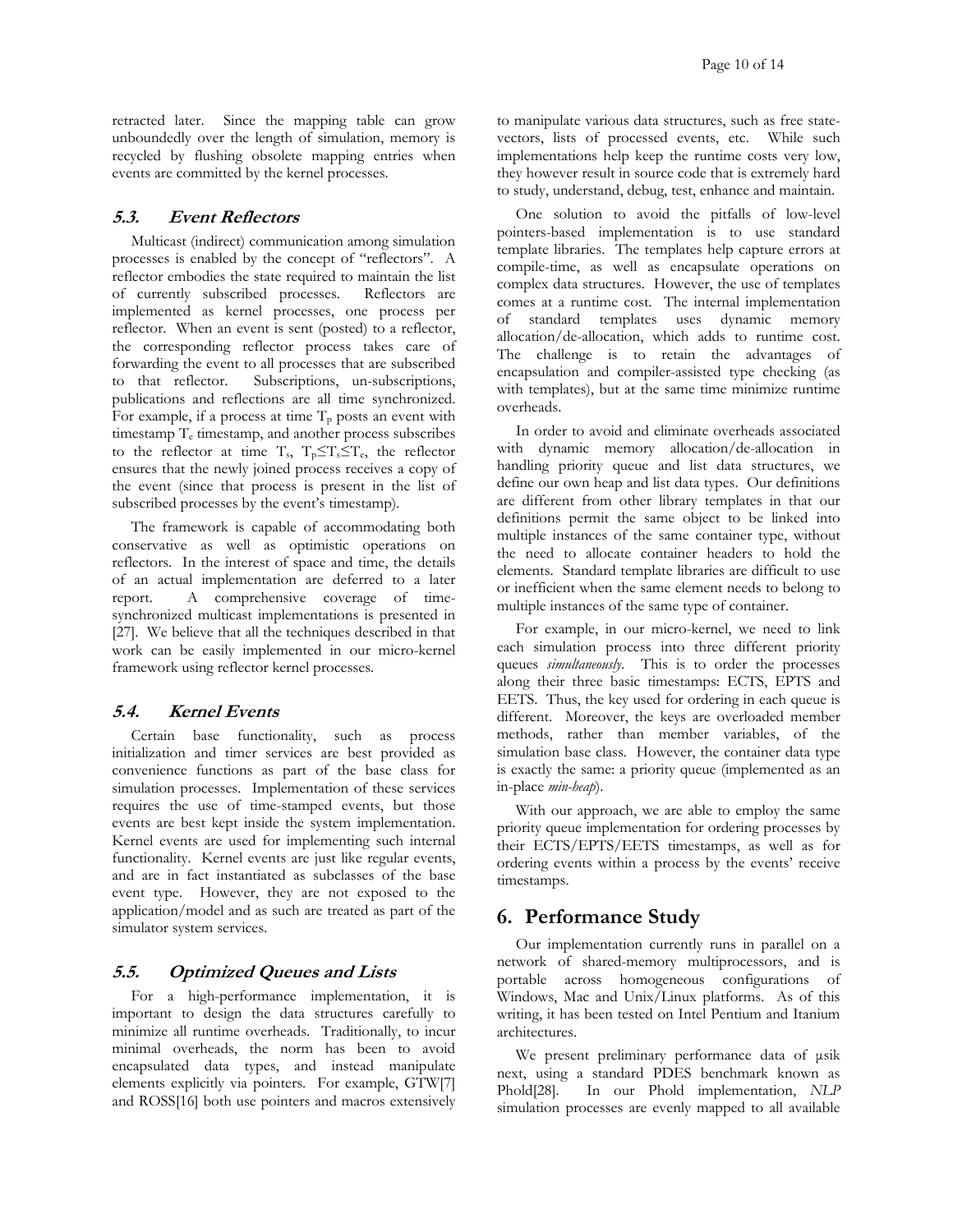retracted later. Since the mapping table can grow unboundedly over the length of simulation, memory is recycled by flushing obsolete mapping entries when events are committed by the kernel processes.

### 5.3. *Event Reflectors*

Multicast (indirect) communication among simulation processes is enabled by the concept of "reflectors". A reflector embodies the state required to maintain the list of currently subscribed processes. Reflectors are implemented as kernel processes, one process per reflector. When an event is sent (posted) to a reflector, the corresponding reflector process takes care of forwarding the event to all processes that are subscribed to that reflector. Subscriptions, un-subscriptions, publications and reflections are all time synchronized. For example, if a process at time $T_p$ posts an event with timestamp $T_e$ timestamp, and another process subscribes to the reflector at time $T_s$, $T_p \leq T_s \leq T_e$, the reflector ensures that the newly joined process receives a copy of the event (since that process is present in the list of subscribed processes by the event's timestamp).

The framework is capable of accommodating both conservative as well as optimistic operations on reflectors. In the interest of space and time, the details of an actual implementation are deferred to a later report. A comprehensive coverage of time-synchronized multicast implementations is presented in [27]. We believe that all the techniques described in that work can be easily implemented in our micro-kernel framework using reflector kernel processes.

### 5.4. *Kernel Events*

Certain base functionality, such as process initialization and timer services are best provided as convenience functions as part of the base class for simulation processes. Implementation of these services requires the use of time-stamped events, but those events are best kept inside the system implementation. Kernel events are used for implementing such internal functionality. Kernel events are just like regular events, and are in fact instantiated as subclasses of the base event type. However, they are not exposed to the application/model and as such are treated as part of the simulator system services.

### 5.5. *Optimized Queues and Lists*

For a high-performance implementation, it is important to design the data structures carefully to minimize all runtime overheads. Traditionally, to incur minimal overheads, the norm has been to avoid encapsulated data types, and instead manipulate elements explicitly via pointers. For example, GTW[7] and ROSS[16] both use pointers and macros extensively to manipulate various data structures, such as free state-vectors, lists of processed events, etc. While such implementations help keep the runtime costs very low, they however result in source code that is extremely hard to study, understand, debug, test, enhance and maintain.

One solution to avoid the pitfalls of low-level pointers-based implementation is to use standard template libraries. The templates help capture errors at compile-time, as well as encapsulate operations on complex data structures. However, the use of templates comes at a runtime cost. The internal implementation of standard templates uses dynamic memory allocation/de-allocation, which adds to runtime cost. The challenge is to retain the advantages of encapsulation and compiler-assisted type checking (as with templates), but at the same time minimize runtime overheads.

In order to avoid and eliminate overheads associated with dynamic memory allocation/de-allocation in handling priority queue and list data structures, we define our own heap and list data types. Our definitions are different from other library templates in that our definitions permit the same object to be linked into multiple instances of the same container type, without the need to allocate container headers to hold the elements. Standard template libraries are difficult to use or inefficient when the same element needs to belong to multiple instances of the same type of container.

For example, in our micro-kernel, we need to link each simulation process into three different priority queues *simultaneously*. This is to order the processes along their three basic timestamps: ECTS, EPTS and EETS. Thus, the key used for ordering in each queue is different. Moreover, the keys are overloaded member methods, rather than member variables, of the simulation base class. However, the container data type is exactly the same: a priority queue (implemented as an in-place *min-heap*).

With our approach, we are able to employ the same priority queue implementation for ordering processes by their ECTS/EPTS/EETS timestamps, as well as for ordering events within a process by the events' receive timestamps.

## 6. Performance Study

Our implementation currently runs in parallel on a network of shared-memory multiprocessors, and is portable across homogeneous configurations of Windows, Mac and Unix/Linux platforms. As of this writing, it has been tested on Intel Pentium and Itanium architectures.

We present preliminary performance data of μsik next, using a standard PDES benchmark known as Phold[28]. In our Phold implementation, *NLP* simulation processes are evenly mapped to all available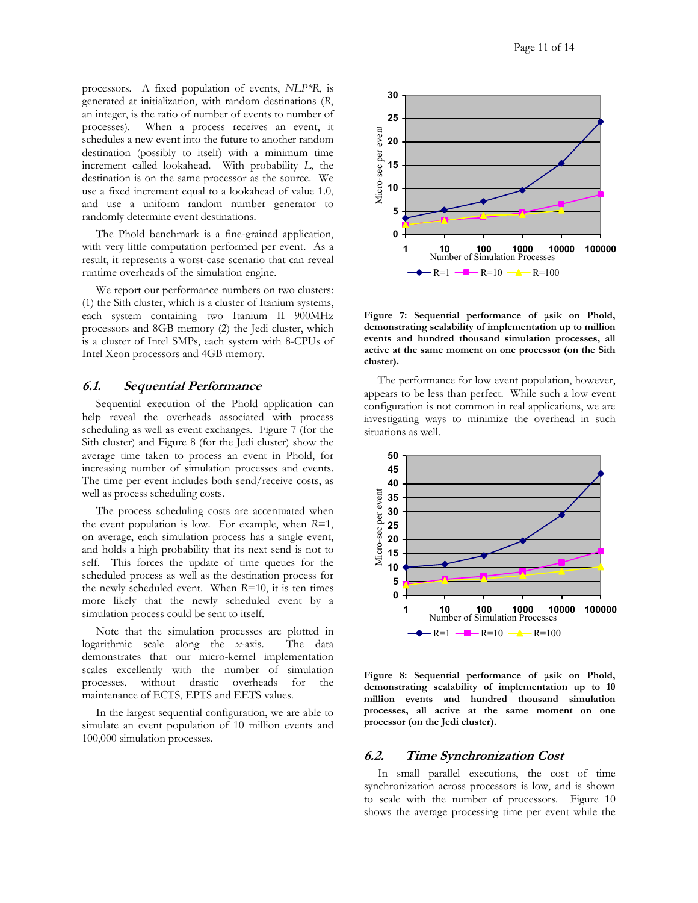processors. A fixed population of events, *NLP\*R*, is generated at initialization, with random destinations (*R*, an integer, is the ratio of number of events to number of processes). When a process receives an event, it schedules a new event into the future to another random destination (possibly to itself) with a minimum time increment called lookahead. With probability *L*, the destination is on the same processor as the source. We use a fixed increment equal to a lookahead of value 1.0, and use a uniform random number generator to randomly determine event destinations.

The Phold benchmark is a fine-grained application, with very little computation performed per event. As a result, it represents a worst-case scenario that can reveal runtime overheads of the simulation engine.

We report our performance numbers on two clusters: (1) the Sith cluster, which is a cluster of Itanium systems, each system containing two Itanium II 900MHz processors and 8GB memory (2) the Jedi cluster, which is a cluster of Intel SMPs, each system with 8-CPUs of Intel Xeon processors and 4GB memory.

### 6.1. Sequential Performance

Sequential execution of the Phold application can help reveal the overheads associated with process scheduling as well as event exchanges. Figure 7 (for the Sith cluster) and Figure 8 (for the Jedi cluster) show the average time taken to process an event in Phold, for increasing number of simulation processes and events. The time per event includes both send/receive costs, as well as process scheduling costs.

The process scheduling costs are accentuated when the event population is low. For example, when *R*=1, on average, each simulation process has a single event, and holds a high probability that its next send is not to self. This forces the update of time queues for the scheduled process as well as the destination process for the newly scheduled event. When *R*=10, it is ten times more likely that the newly scheduled event by a simulation process could be sent to itself.

Note that the simulation processes are plotted in logarithmic scale along the *x*-axis. The data demonstrates that our micro-kernel implementation scales excellently with the number of simulation processes, without drastic overheads for the maintenance of ECTS, EPTS and EETS values.

In the largest sequential configuration, we are able to simulate an event population of 10 million events and 100,000 simulation processes.

**Figure 7: Sequential performance of μsik on Phold, demonstrating scalability of implementation up to million events and hundred thousand simulation processes, all active at the same moment on one processor (on the Sith cluster).**

The performance for low event population, however, appears to be less than perfect. While such a low event configuration is not common in real applications, we are investigating ways to minimize the overhead in such situations as well.

**Figure 8: Sequential performance of μsik on Phold, demonstrating scalability of implementation up to 10 million events and hundred thousand simulation processes, all active at the same moment on one processor (on the Jedi cluster).**

### 6.2. Time Synchronization Cost

In small parallel executions, the cost of time synchronization across processors is low, and is shown to scale with the number of processors. Figure 10 shows the average processing time per event while the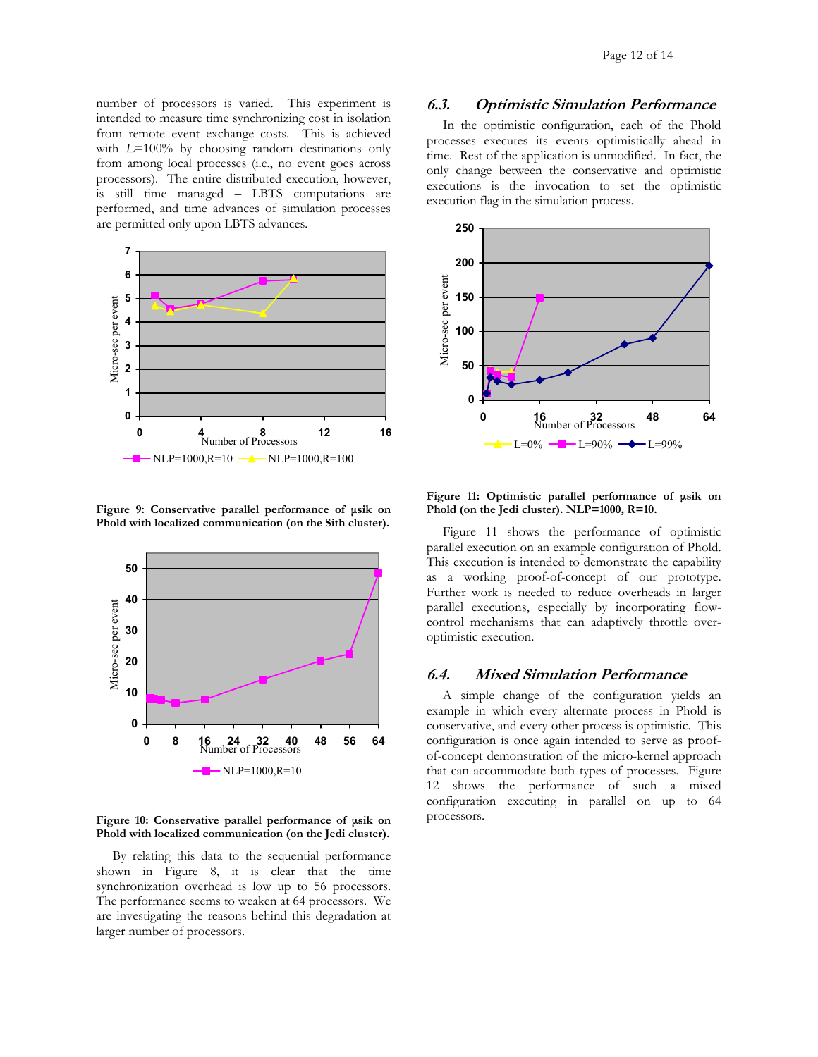number of processors is varied. This experiment is intended to measure time synchronizing cost in isolation from remote event exchange costs. This is achieved with *L*=100% by choosing random destinations only from among local processes (i.e., no event goes across processors). The entire distributed execution, however, is still time managed – LBTS computations are performed, and time advances of simulation processes are permitted only upon LBTS advances.

**Figure 9: Conservative parallel performance of μsik on Phold with localized communication (on the Sith cluster).**

**Figure 10: Conservative parallel performance of μsik on Phold with localized communication (on the Jedi cluster).**

By relating this data to the sequential performance shown in Figure 8, it is clear that the time synchronization overhead is low up to 56 processors. The performance seems to weaken at 64 processors. We are investigating the reasons behind this degradation at larger number of processors.

### 6.3. *Optimistic Simulation Performance*

In the optimistic configuration, each of the Phold processes executes its events optimistically ahead in time. Rest of the application is unmodified. In fact, the only change between the conservative and optimistic executions is the invocation to set the optimistic execution flag in the simulation process.

**Figure 11: Optimistic parallel performance of μsik on Phold (on the Jedi cluster). NLP=1000, R=10.**

Figure 11 shows the performance of optimistic parallel execution on an example configuration of Phold. This execution is intended to demonstrate the capability as a working proof-of-concept of our prototype. Further work is needed to reduce overheads in larger parallel executions, especially by incorporating flow-control mechanisms that can adaptively throttle over-optimistic execution.

### 6.4. *Mixed Simulation Performance*

A simple change of the configuration yields an example in which every alternate process in Phold is conservative, and every other process is optimistic. This configuration is once again intended to serve as proof-of-concept demonstration of the micro-kernel approach that can accommodate both types of processes. Figure 12 shows the performance of such a mixed configuration executing in parallel on up to 64 processors.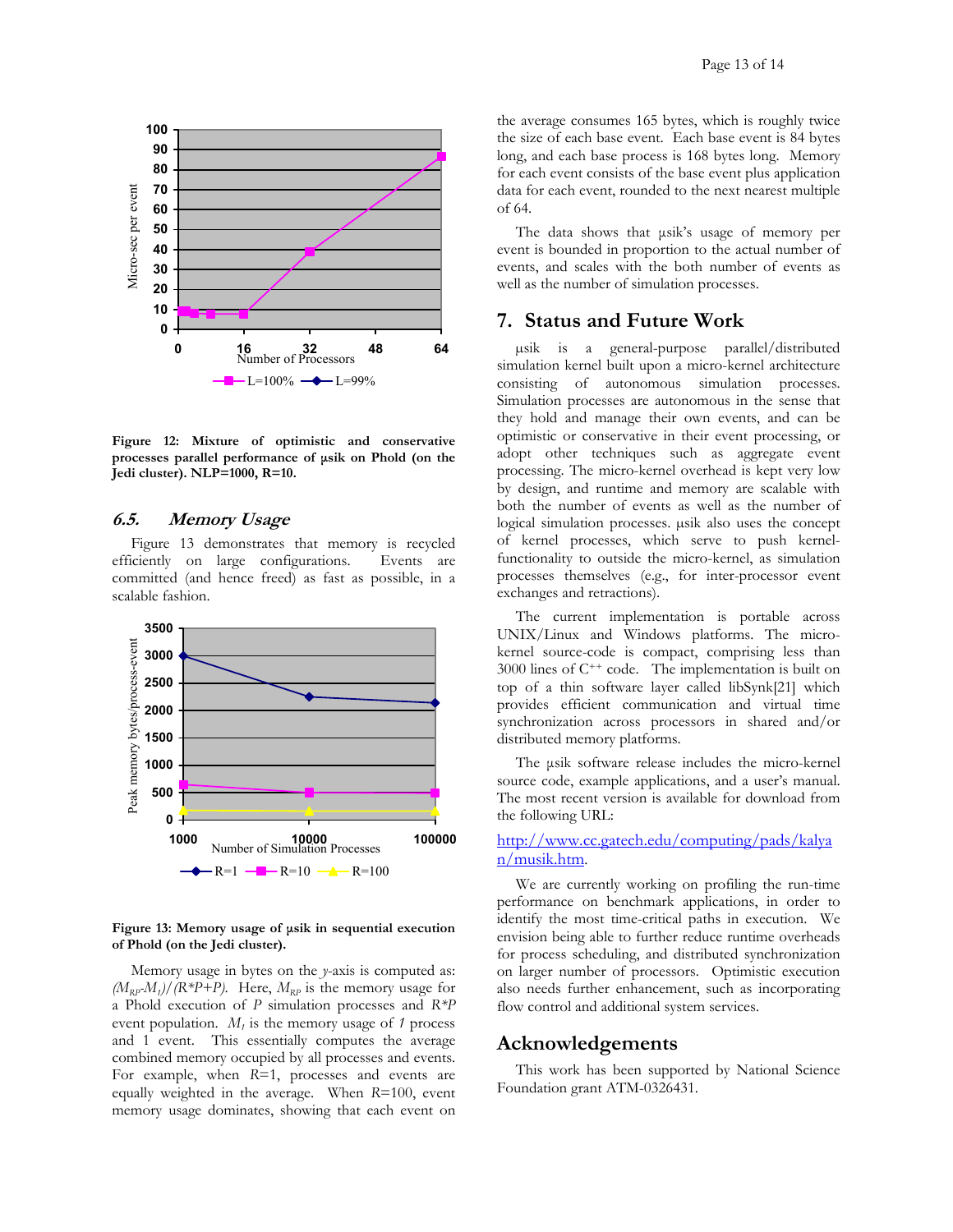Figure 12: Mixture of optimistic and conservative processes parallel performance of μsik on Phold (on the Jedi cluster). NLP=1000, R=10.

### 6.5. Memory Usage

Figure 13 demonstrates that memory is recycled efficiently on large configurations. Events are committed (and hence freed) as fast as possible, in a scalable fashion.

Figure 13: Memory usage of μsik in sequential execution of Phold (on the Jedi cluster).

Memory usage in bytes on the *y*-axis is computed as: $(M_{RP}-M_1)/(R*P+P)$. Here, $M_{RP}$ is the memory usage for a Phold execution of $P$ simulation processes and $R*P$ event population. $M_1$ is the memory usage of *1* process and 1 event. This essentially computes the average combined memory occupied by all processes and events. For example, when $R$=1, processes and events are equally weighted in the average. When $R$=100, event memory usage dominates, showing that each event on the average consumes 165 bytes, which is roughly twice the size of each base event. Each base event is 84 bytes long, and each base process is 168 bytes long. Memory for each event consists of the base event plus application data for each event, rounded to the next nearest multiple of 64.

The data shows that μsik's usage of memory per event is bounded in proportion to the actual number of events, and scales with the both number of events as well as the number of simulation processes.

## 7. Status and Future Work

μsik is a general-purpose parallel/distributed simulation kernel built upon a micro-kernel architecture consisting of autonomous simulation processes. Simulation processes are autonomous in the sense that they hold and manage their own events, and can be optimistic or conservative in their event processing, or adopt other techniques such as aggregate event processing. The micro-kernel overhead is kept very low by design, and runtime and memory are scalable with both the number of events as well as the number of logical simulation processes. μsik also uses the concept of kernel processes, which serve to push kernel-functionality to outside the micro-kernel, as simulation processes themselves (e.g., for inter-processor event exchanges and retractions).

The current implementation is portable across UNIX/Linux and Windows platforms. The micro-kernel source-code is compact, comprising less than 3000 lines of C++ code. The implementation is built on top of a thin software layer called libSynk[21] which provides efficient communication and virtual time synchronization across processors in shared and/or distributed memory platforms.

The μsik software release includes the micro-kernel source code, example applications, and a user's manual. The most recent version is available for download from the following URL:

http://www.cc.gatech.edu/computing/pads/kalyan/musik.htm.

We are currently working on profiling the run-time performance on benchmark applications, in order to identify the most time-critical paths in execution. We envision being able to further reduce runtime overheads for process scheduling, and distributed synchronization on larger number of processors. Optimistic execution also needs further enhancement, such as incorporating flow control and additional system services.

## Acknowledgements

This work has been supported by National Science Foundation grant ATM-0326431.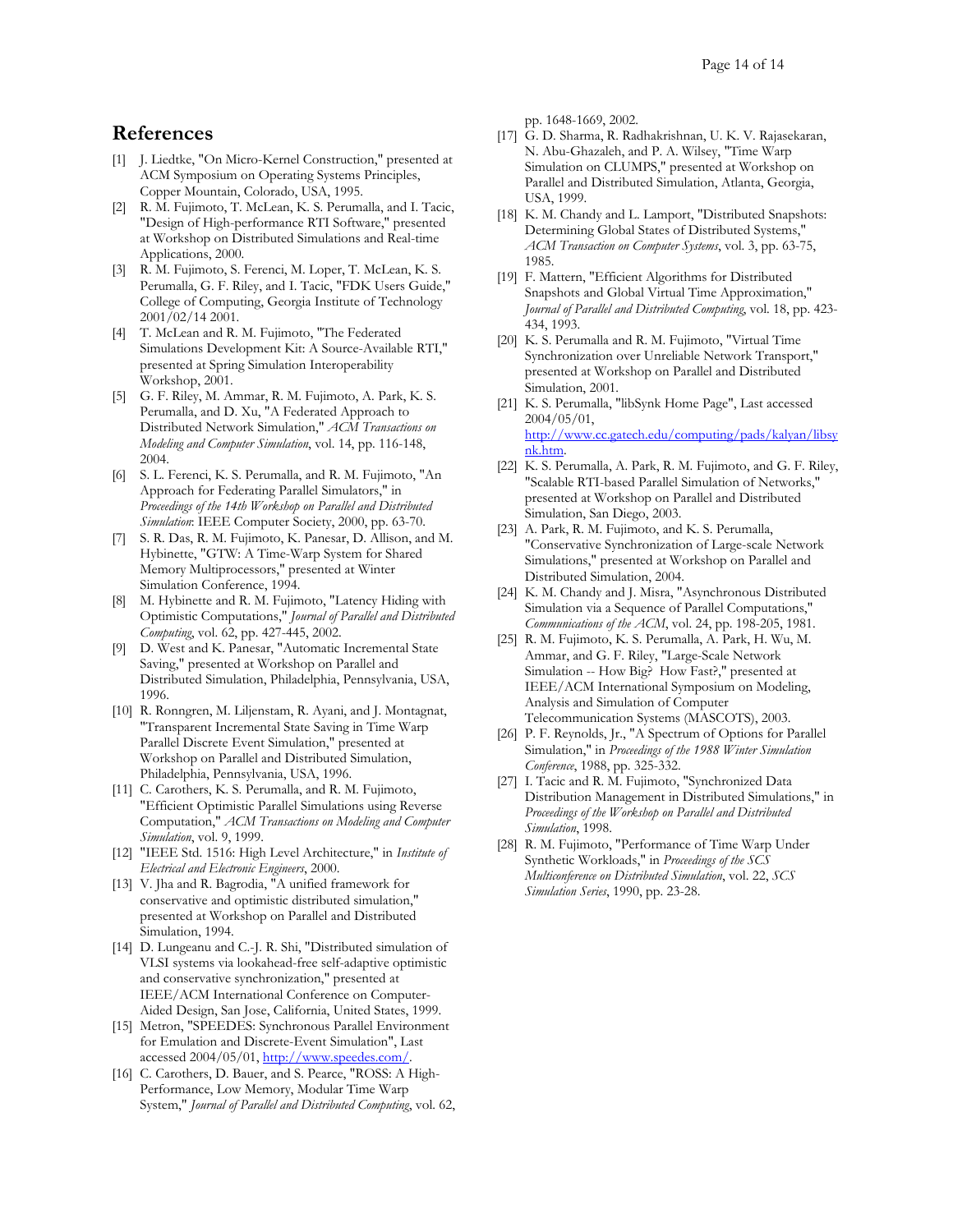## References

[1] J. Liedtke, "On Micro-Kernel Construction," presented at ACM Symposium on Operating Systems Principles, Copper Mountain, Colorado, USA, 1995.

[2] R. M. Fujimoto, T. McLean, K. S. Perumalla, and I. Tacic, "Design of High-performance RTI Software," presented at Workshop on Distributed Simulations and Real-time Applications, 2000.

[3] R. M. Fujimoto, S. Ferenci, M. Loper, T. McLean, K. S. Perumalla, G. F. Riley, and I. Tacic, "FDK Users Guide," College of Computing, Georgia Institute of Technology 2001/02/14 2001.

[4] T. McLean and R. M. Fujimoto, "The Federated Simulations Development Kit: A Source-Available RTI," presented at Spring Simulation Interoperability Workshop, 2001.

[5] G. F. Riley, M. Ammar, R. M. Fujimoto, A. Park, K. S. Perumalla, and D. Xu, "A Federated Approach to Distributed Network Simulation," *ACM Transactions on Modeling and Computer Simulation*, vol. 14, pp. 116-148, 2004.

[6] S. L. Ferenci, K. S. Perumalla, and R. M. Fujimoto, "An Approach for Federating Parallel Simulators," in *Proceedings of the 14th Workshop on Parallel and Distributed Simulation*: IEEE Computer Society, 2000, pp. 63-70.

[7] S. R. Das, R. M. Fujimoto, K. Panesar, D. Allison, and M. Hybinette, "GTW: A Time-Warp System for Shared Memory Multiprocessors," presented at Winter Simulation Conference, 1994.

[8] M. Hybinette and R. M. Fujimoto, "Latency Hiding with Optimistic Computations," *Journal of Parallel and Distributed Computing*, vol. 62, pp. 427-445, 2002.

[9] D. West and K. Panesar, "Automatic Incremental State Saving," presented at Workshop on Parallel and Distributed Simulation, Philadelphia, Pennsylvania, USA, 1996.

[10] R. Ronngren, M. Liljenstam, R. Ayani, and J. Montagnat, "Transparent Incremental State Saving in Time Warp Parallel Discrete Event Simulation," presented at Workshop on Parallel and Distributed Simulation, Philadelphia, Pennsylvania, USA, 1996.

[11] C. Carothers, K. S. Perumalla, and R. M. Fujimoto, "Efficient Optimistic Parallel Simulations using Reverse Computation," *ACM Transactions on Modeling and Computer Simulation*, vol. 9, 1999.

[12] "IEEE Std. 1516: High Level Architecture," in *Institute of Electrical and Electronic Engineers*, 2000.

[13] V. Jha and R. Bagrodia, "A unified framework for conservative and optimistic distributed simulation," presented at Workshop on Parallel and Distributed Simulation, 1994.

[14] D. Lungeanu and C.-J. R. Shi, "Distributed simulation of VLSI systems via lookahead-free self-adaptive optimistic and conservative synchronization," presented at IEEE/ACM International Conference on Computer-Aided Design, San Jose, California, United States, 1999.

[15] Metron, "SPEEDES: Synchronous Parallel Environment for Emulation and Discrete-Event Simulation", Last accessed 2004/05/01, http://www.speedes.com/.

[16] C. Carothers, D. Bauer, and S. Pearce, "ROSS: A High-Performance, Low Memory, Modular Time Warp System," *Journal of Parallel and Distributed Computing*, vol. 62, pp. 1648-1669, 2002.

[17] G. D. Sharma, R. Radhakrishnan, U. K. V. Rajasekaran, N. Abu-Ghazaleh, and P. A. Wilsey, "Time Warp Simulation on CLUMPS," presented at Workshop on Parallel and Distributed Simulation, Atlanta, Georgia, USA, 1999.

[18] K. M. Chandy and L. Lamport, "Distributed Snapshots: Determining Global States of Distributed Systems," *ACM Transaction on Computer Systems*, vol. 3, pp. 63-75, 1985.

[19] F. Mattern, "Efficient Algorithms for Distributed Snapshots and Global Virtual Time Approximation," *Journal of Parallel and Distributed Computing*, vol. 18, pp. 423-434, 1993.

[20] K. S. Perumalla and R. M. Fujimoto, "Virtual Time Synchronization over Unreliable Network Transport," presented at Workshop on Parallel and Distributed Simulation, 2001.

[21] K. S. Perumalla, "libSynk Home Page", Last accessed 2004/05/01, http://www.cc.gatech.edu/computing/pads/kalyan/libsynk.htm.

[22] K. S. Perumalla, A. Park, R. M. Fujimoto, and G. F. Riley, "Scalable RTI-based Parallel Simulation of Networks," presented at Workshop on Parallel and Distributed Simulation, San Diego, 2003.

[23] A. Park, R. M. Fujimoto, and K. S. Perumalla, "Conservative Synchronization of Large-scale Network Simulations," presented at Workshop on Parallel and Distributed Simulation, 2004.

[24] K. M. Chandy and J. Misra, "Asynchronous Distributed Simulation via a Sequence of Parallel Computations," *Communications of the ACM*, vol. 24, pp. 198-205, 1981.

[25] R. M. Fujimoto, K. S. Perumalla, A. Park, H. Wu, M. Ammar, and G. F. Riley, "Large-Scale Network Simulation -- How Big? How Fast?," presented at IEEE/ACM International Symposium on Modeling, Analysis and Simulation of Computer Telecommunication Systems (MASCOTS), 2003.

[26] P. F. Reynolds, Jr., "A Spectrum of Options for Parallel Simulation," in *Proceedings of the 1988 Winter Simulation Conference*, 1988, pp. 325-332.

[27] I. Tacic and R. M. Fujimoto, "Synchronized Data Distribution Management in Distributed Simulations," in *Proceedings of the Workshop on Parallel and Distributed Simulation*, 1998.

[28] R. M. Fujimoto, "Performance of Time Warp Under Synthetic Workloads," in *Proceedings of the SCS Multiconference on Distributed Simulation*, vol. 22, *SCS Simulation Series*, 1990, pp. 23-28.